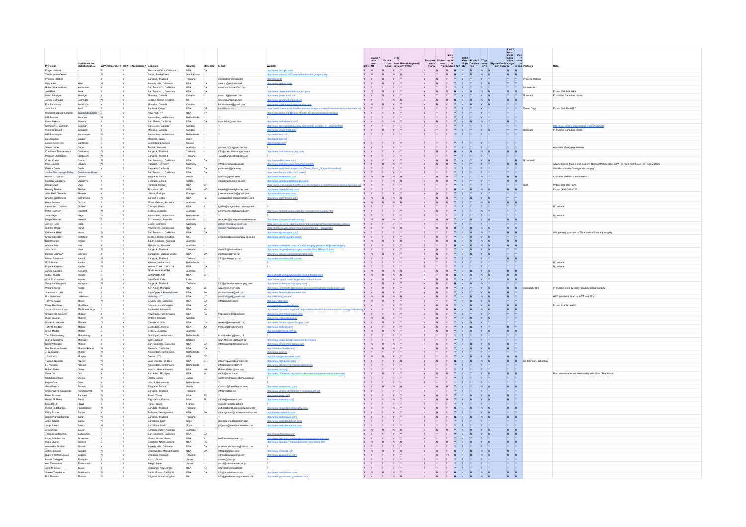| Physician | Last Name (for alphabetization) | WPATH Member? | WPATH Guidelines? | Location | Country | State (US) | E-mail | Website | Partners | Notes |
|---|---|---|---|---|---|---|---|---|---|---|
| Kryger Institute | -- | ? | Y | Thousand Oaks, California | USA | CA | | http://www.drkryger.com/ | | |
| Yeson Voice Center | -- | N | N | Seoul, South Korea | South Korea | - | | http://www.yesonvc.net/disease/feminization_surgery.asp | | |
| Preecha Institute | -- | N | Y | Bangkok, Thailand | Thailand | - | dragpeak@hotmail.com | http://pai.co.th/ | Preecha Institute | |
| Gary Alter | Alter | N | Y | Beverly Hills, California | USA | CA | alteriosl@earthlink.net | http://www.altermd.com/ | | |
| Robert V Anooshian | Anooshian | ? | Y | San Francisco, California | USA | CA | robert.anooshian@kp.org | ? | No website | |
| Joel Beck | Beck | ? | Y | San Francisco, California | USA | CA | | http://www.bayareaestheticsurgery.com/ | | Phone: 650-249-3169 |
| Maud Belanger | Belanger | ? | Y | Montréal, Canada | Canada | - | maud19@hotmail.com | http://www.grsmontreal.com | Brassard | Pt must be Canadian citizen |
| James Bellringer | Bellringer | N | Y | London, United Kingdom | UK | - | srsurgeon@mac.com | http://www.genderchange.co.uk/ | | |
| Eric Bensimon | Bensimon | Y | ? | Montréal, Canada | Canada | - | bensimonmd@gmail.com | http://www.facial-feminization-surgery.ca/ | | |
| Jens Berli | Berli | ? | Y | Portland, Oregon | USA | OR | berli@ohsu.edu | https://www.ohsu.edu/xd/health/services/transgender-health/services/medical-services.cfm | Daniel Dugi | Phone: 503 494-6687 |
| Rachel Bluebond-Langner | Bluebond-Langner | ? | Y | New York, NY | USA | NY | | http://nyulangone.org/doctors/1902287350/rachel-bluebond-langner | | |
| MB Bouman | Bouman | N | Y | Amsterdam, Netherlands | Netherlands | - | ? | ? | | |
| Marci Bowers | Bowers | Y | Y | San Mateo, California | USA | - | marcibdoc@msn.com | http://www.marcibowers.com/ | | |
| Cameron C. Bowman | Bowman | ? | Y | Vancouver, Canada | Canada | - | ? | http://www.fairviewplasticsurgery.com/aesthetic_surgeons_dr_bowman.html | | http://www.surgery.ubc.ca/faculty/cbowman.html |
| Pierre Brassard | Brassard | ? | Y | Montréal, Canada | Canada | - | | http://www.grsmontreal.com | Belanger | Pt must be Canadian citizen |
| ME Buncamper | Buncamper | N | Y | Amsterdam, Netherlands | Netherlands | - | ? | http://www.vumc.nl/ | | |
| Luis Capitan | Capitan | ? | Y | Marbella, Spain | Spain | | | http://facialteam.eu/ | | |
| Lazaro Cardenas | Cardenas | ? | Y | Guadalajara, Mexico | Mexico | | | http://transxp.com/ | | |
| Simon Ceber | Ceber | Y | Y | Toorak, Australia | Australia | - | simonach@bigpond.net.au | ? | | A number of negative reviews |
| Chettawut Tulayaprevich | Chettawut | N | Y | Bangkok, Thailand | Thailand | - | info@chet-plasticsurgery.com | http://www.chet-plasticsurgery.com/ | | |
| Paiboon Chilprapai | Chilprapai | N | Y | Bangkok, Thailand | Thailand | - | info@bangkokhospital.com | ? | | |
| Curtis Crane | Crane | N | Y | San Francisco, California | USA | CA | ? | http://brownsteincrane.com/ | Brownstein | |
| Paul Daverio | Daverio | N | N | Potsdam, Germany | Germany | - | info@klinikumsanssouci.de | http://www.klinikumsanssouci.de/home2eng.htm | | All procedures done in one surgery. Does not follow strict WPATH, req's months on HRT and 3 letters |
| Peter K Davis | Davis | Y | Y | Palo Alto, California | USA | CA | pkdavismd@me.com | http://www.davisplasticsurgery.com/Davis_Plastic_Surgery/Home.html | | Website indicates "transgender surgery" |
| Jordan Deschamps-Braley | Deschamps-Braley | ? | Y | San Francisco, California | USA | CA | ? | https://deschamps-braly.com/home/? | | |
| Rados P. Djinovic | Djinovic | ? | Y | Belgrade, Serbia | Serbia | - | djinovic@gmail.com | http://www.savaperovic.com/ | | Chairman of Perovic Foundation |
| Miroslav Djordjevic | Djordjevic | ? | Y | Belgrade, Serbia | Serbia | - | djordjevic@uromiros.com | http://www.genitalsurgerybelgrade.com/ | | |
| Daniel Dugi | Dugi | ? | Y | Portland, Oregon | USA | OR | ? | https://www.ohsu.edu/xd/health/services/transgender-health/services/medical-services.cfm | Berli | Phone: 503 346-1500 |
| Beverly Fischer | Fischer | ? | Y | Timonium, MD | USA | MD | beverly@beverlyfischer.com | http://www.beverlyfischer.com/ | | Phone: (410) 308-4700 |
| Joao Decio Ferreira | Ferreira | ? | Y | Lisboa, Portugal | Portugal | - | joaodecioferreira@gmail.com | http://joaodecioferreira.com/ | | |
| Charles Garramone | Garramone | N | N | Sunrise, Florida | USA | FL | apollontdesk@drgarramone.com | http://www.drgarramone.com/ | | |
| Hans Goosen | Goosen | ? | Y | Mount Gravatt, Australia | Australia | - | | | | |
| Lawrence J. Gottlieb | Gottlieb | Y | Y | Chicago, Illinois | USA | IL | lgottlie@surgery.bsd.uchicago.edu | ? | | No website |
| Peter Haertsch | Haertsch | N | Y | Sydney, Australia | Australia | - | peterhaertsch@bigpond.com | http://www.haertsch.com.au/gender-reassignment-surgery.html | | |
| Joris Hage | Hage | N | Y | Amsterdam, Netherlands | Netherlands | - | ? | ? | | No website |
| Megan Hassell | Hassell | ? | Y | St. Leonards, Australia | Australia | - | reception@drmeganhassell.com.au | http://www.drmeganhassell.com.au/ | | |
| Jochen Hess | Hess | ? | Y | Essen, Germany | Germany | - | jochen.hess@uk-essen.de | https://www.uk-essen.de/urologie/startseite/sprechstunden/transsexualitaet/ | | |
| Stanton Honig | Honig | ? | Y | New Haven, Connecticut | USA | CT | stanton.honig@yale.edu | http://medicine.yale.edu/urology/people/stanton_honig.profile | | |
| Katherine Hsiao | Hsiao | N | Y | San Francisco, California | USA | CA | ? | http://www.sfgynsurgery.com/ | | Will give reg. gyn care to TG and coordinate top surgery |
| Chris Inglefield | Inglefield | N | Y | London, United Kingdom | UK | - | enquiries@lipbodysurgery-cji.co.uk | http://www.gender-surgery.co.uk/ | | |
| Scott Ingram | Ingram | ? | Y | South Brisbane, Australia | Australia | - | | | | |
| Andrew Ives | Ives | ? | Y | Melbourne, Australia | Australia | - | | http://www.andrewives.com.au/plastic-surgery-procedures/gender-surgery | | |
| Juta Jansi | Jansi | N | Y | Bangkok, Thailand | Thailand | - | vesei08@hotmail.com | http://www.bangkokbodysurgery.com/ | | |
| Melissa Johnson | Johnson | ? | Y | Springfield, Massachusetts | USA | MA | mjohnson@pvps.net | http://www.pioneervalleyplasticsurgery.com/ | | |
| Kamol Pansritum | Kamol | N | Y | Bangkok, Thailand | Thailand | - | info@mthsurgery.com | http://www.kamolhospital.com/en/ | | |
| RCJ Kanhai | Kanhai | N | Y | Alkmaar, Netherlands | Netherlands | - | ? | ? | | No website |
| Eugene Kaplan | Kaplan | N | Y | Walnut Creek, California | USA | CA | ? | ? | | No website |
| James Katsaros | Katsaros | ? | Y | North Adelaide SA | Australia | - | | | | |
| Sid M. Khosla | Khosla | ? | Y | Cincinnati, OH | USA | OH | | http://uchealth.com/physician/sid-khosla/#footer-col-1 | | |
| (Col) S. V. Kotwal | Kotwal | N | Y | New Delhi, India | India | - | | https://sites.google.com/site/genderdysphoria/home | | |
| Sanguan Kunaporn | Kunaporn | N | Y | Bangkok, Thailand | Thailand | - | info@phuket-plasticsurgery.com | http://www.phuket-plasticsurgery.com/ | | |
| William Kuzon | Kuzon | Y | Y | Ann Arbor, Michigan | USA | MI | wkuzon@umich.edu | http://www.uofmhealth.org/medical-services/transgender-medical-services | Randolph, Ohl | Pt must be seen by clinic regularly before surgery |
| Sherman N. Leis | Leis | Y | Y | Bala Cynwyd, Pennsylvania | USA | PA | drshermanleis@aol.com | http://www.thetransgendercenter.com/ | | |
| Rod Lukenson | Lukenson | ? | Y | Holladay, UT | USA | UT | rebirthsurgery@gmail.com | http://rebirthsurgery.com/ | | HRT provider in Utah for MTF and FTM. |
| Toby G. Mayer | Mayer | N | Y | Beverly Hills, California | USA | CA | info@bevhills.com | http://bevhillsfg.com/ | | |
| Kelee MacPhee | MacPhee | ? | Y | Durham, North Carolina | USA | NC | | http://beebeesurgicalhand.com/ | | Phone: 919.341.0915 |
| Jorys Martinez-Jorge | Martinez-Jorge | ? | Y | Rochester, Minnesota | USA | MN | | http://www.mayoclinic.org/medical-professionals/clinical-updates/endocrinology/addressing | | |
| Christine N. McGinn | McGinn | Y | Y | New Hope, Pennsylvania | USA | PA | PapillonCenter@aol.com | http://www.drchristinemcginn.com/ | | |
| Hugh McLean | McLean | N | N | Ontario, Canada | Canada | - | | http://www.mcleanclinic.com/ | | |
| Daniel A. Medalie | Medalie | N | Y | Cleveland, Ohio | USA | OH | vrowan@metrohealth.org | http://www.clevelandplasticsurgery.com/ | | |
| Toby R. Meltzer | Meltzer | Y | Y | Scottsdale, Arizona | USA | AZ | tmeltzer@tmeltzer.com | http://www.tmeltzer.com/ | | |
| Steve Merten | Merten | ? | Y | Sydney, Australia | Australia | - | | http://purserethetics.com.au | | |
| Tim R Middelberg | Middelberg | ? | Y | Groningen, Netherlands | Netherlands | - | t.r.middelberg@umcg.nl | ? | | |
| Stan J. Monstrey | Monstrey | Y | Y | Gent, Belgium | Belgium | - | Stan.Monstrey@UGent.be | http://www.uzgent.be/ | | |
| Scott W Mosser | Mosser | ? | Y | San Francisco, California | USA | CA | inforequest@drmosser.com | http://www.genderconfirmation.com | | |
| Rex Moulton-Barrett | Moulton-Barrett | N | Y | Alameda, California | USA | CA | ? | http://moulton-barrett.com/ | | |
| J. W. Mulder | Mulder | N | Y | Amsterdam, Netherlands | Netherlands | - | | http://www.vumc.nl/ | | |
| ?? Murphy | Murphy | ? | Y | Denver, CO | USA | CO | | http://murphygendercenter.com/ | | |
| Tuan A. Nguyen | Nguyen | N | Y | Lake Oswego, Oregon | USA | OR | drtuannguyen@comcast.net | | Dr. Michael J Wheatley | |
| FB Niessen | Niessen | N | Y | Amsterdam, Netherlands | Netherlands | - | info@ecamsterdam.nl | http://www.esthetischcentrumamsterdam.nl | | |
| Robert Oates | Oates | N | Y | Boston, Massachusetts | USA | MA | Robert.Oates@bmc.org | http://www.bmc.org/ | | |
| Dana Ohl | Ohl | ? | Y | Ann Arbor, Michigan | USA | MI | daohl@umich.edu | http://www.uofmhealth.org/medical-services/transgender-medical-services | | Must have established relationship with clinic. See Kuzon |
| Sachihiko Okuno | Okuno | ? | Y | Osaka, Japan | Japan | - | sachihiko@okuno.abeno.osaka.jp | ? | | |
| Mujde Ozer | Ozer | ? | Y | Utrecht, Netherlands | Netherlands | - | ? | ? | | |
| Sava Perovic | Perovic | N | Y | Belgrade, Serbia | Serbia | - | Contact@SavaPerovic.com | http://www.savaperovic.com/ | | |
| Greechart Pornwansirisak | Pornwansirisak | N | Y | Bangkok, Thailand | Thailand | - | info@yanhee.net | http://www.yanhee.net/ | | |
| Peter Raphael | Raphael | N | Y | Plano, Texas | USA | TX | ? | http://www.raflex.com/ | | |
| Harold M. Reed | Reed | N | Y | Bay Harbor, Florida | USA | FL | admin@srsmiami.com | http://www.srsmiami.com/ | | |
| Marc Revol | Revol | ? | Y | Paris, France | France | - | marc.revol@sls.aphp.fr | ? | | |
| Pichet Rodchareon | Rodchareon | N | Y | Bangkok, Thailand | Thailand | - | pichet@bangkokplasticsurgery.com | http://www.bangkokplasticsurgery.com/ | | |
| Kathy Rumer | Rumer | ? | Y | Ardmore, Pennsylvania | USA | PA | drkathyrumer@rumercosmetics.com | http://rumercosmetics.com/ | | |
| Saran Wannachamras | Saran | N | Y | Bangkok, Thailand | Thailand | - | | http://www.doctorsaran.com/ | | |
| Jesus Sáenz | Sáenz | ? | Y | Barcelona, Spain | Spain | | jsdc@saenzdecabezon.com | http://www.saenzdecabezon.com/ | | |
| Jorge Sáenz | Sáenz | ? | Y | Barcelona, Spain | Spain | | jsegeda@saenzdecabezon.com | http://www.saenzdecabezon.com/ | | |
| Alyn Saylor | Saylor | ? | Y | Fortitude Valley, Australia | Australia | - | | | | |
| Thomas Satterwhite | Satterwhite | ? | Y | San Francisco, California | USA | CA | | http://brownsteincrane.com/ | | |
| Loren S Schechter | Schechter | Y | Y | Morton Grove, Illinois | USA | IL | ls@lschechtermd.com | http://www.mfsurgery.net/surgeons/dr-loren-schechter.html | | |
| Hope Sherie | Sherie | ? | Y | Charlotte, North Carolina | USA | NC | | http://www.topsurgery.net/surgeons/dr-hope-sherie.htm | | |
| Alexander Sinclair | Sinclair | ? | Y | Beverly Hills, California | USA | CA | dr.alexandersinclair@verizon.net | ? | | |
| Jeffrey Spiegel | Spiegel | ? | Y | Chestnut Hill, Massachusetts | USA | MA | info@drspiegel.com | http://www.drspiegel.com/ | | |
| Suporn Watanyusakul | Suporn | N | Y | Chonburi, Thailand | Thailand | - | admin@supornclinic.com | http://www.supornclinic.com/ | | |
| Masao Takagaki | Takagaki | Y | Y | Kyoto, Japan | Japan | - | masao@tnct.jp | ? | | |
| Ako Takamatsu | Takamatsu | ? | Y | Tokyo, Japan | Japan | - | ecot@arlanna-med.ac.jp | ? | | |
| John M Taylor | Taylor | ? | Y | Highlands, New Jersey | USA | NJ | drtaylor@comcast.net | ? | | |
| Steven Teitelbaum | Teitelbaum | N | Y | Santa Monica, California | USA | CA | info@drteitelbaum.com | http://www.drteitelbaum.com/ | | |
| Phil Thomas | Thomas | N | ? | Brighton, United Kingdom | UK | - | info@genderreassignmentuk.com | http://www.genderreassignmentuk.com/ | | |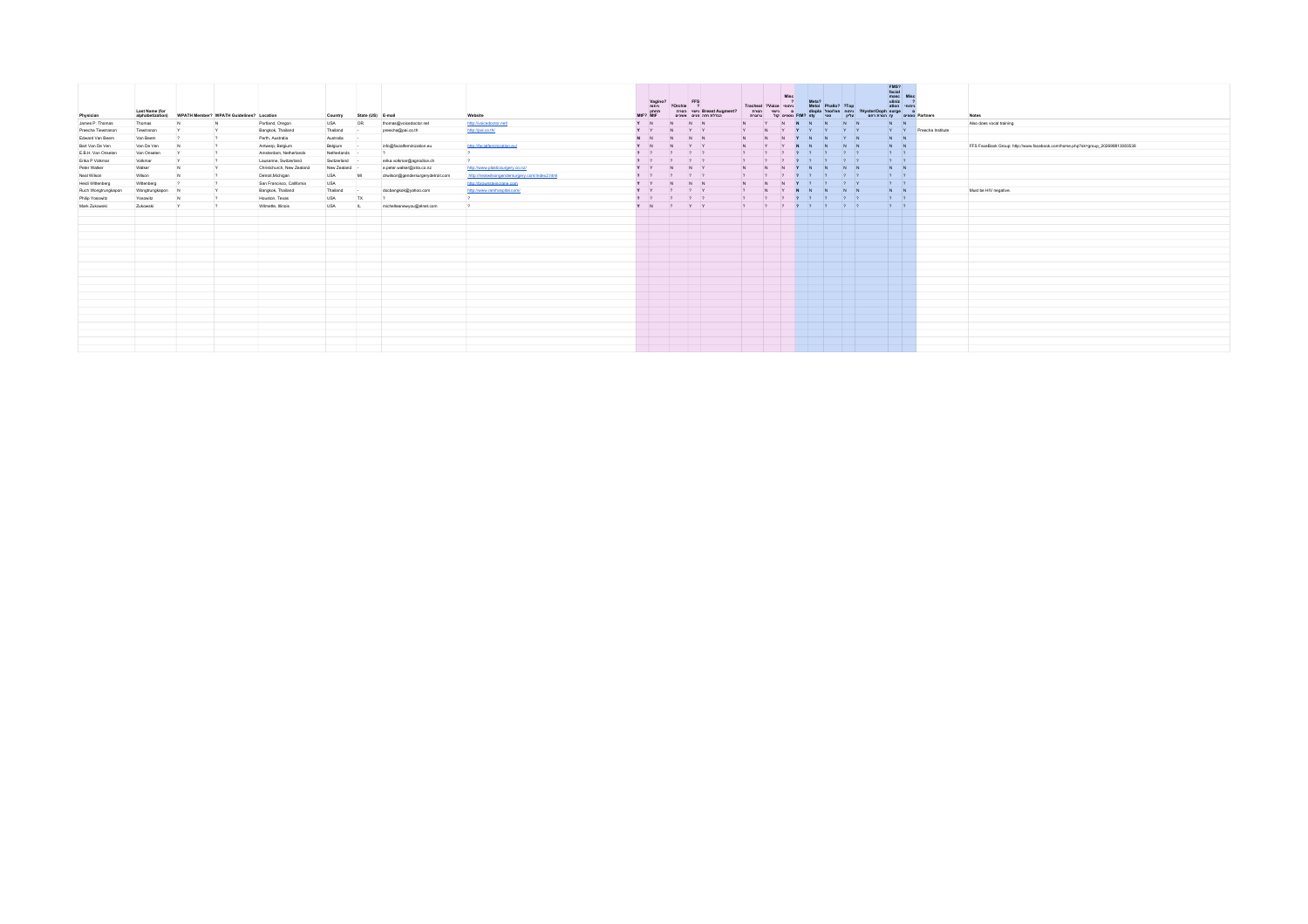| Physician | Last Name (for alphabetization) | WPATH Member? | WPATH Guidelines? | Location | Country | State (US) | E-mail | Website | MtF? | Vagino? | Orchie? | FFS? | Breast Augment? | Tracheal? | Voice? | Misc? | FtM? | Meto? | Phallo? | Top? | Hyster/Ooph? | FMS? facial masculinization surgery | Misc? | Partners | Notes |
|---|---|---|---|---|---|---|---|---|---|---|---|---|---|---|---|---|---|---|---|---|---|---|---|---|---|
| James P. Thomas | Thomas | N | N | Portland, Oregon | USA | OR | thomas@voicedoctor.net | http://voicedoctor.net | Y | N | N | N | N | N | Y | N | N | N | N | N | N | N | N | | Also does vocal training |
| Preecha Tiewtranon | Tiewtranon | Y | Y | Bangkok, Thailand | Thailand | - | preecha@pai.co.th | http://pai.co.th/ | Y | Y | N | Y | Y | Y | N | Y | Y | Y | Y | Y | Y | Y | Y | Preecha Institute | |
| Edward Van Beem | Van Beem | ? | ? | Perth, Australia | Australia | - | | | N | N | N | N | N | N | N | N | Y | N | N | Y | N | N | N | | |
| Bart Van De Ven | Van De Ven | N | ? | Antwerp, Belgium | Belgium | - | info@facialfeminization.eu | http://facialfeminization.eu/ | Y | N | N | Y | Y | N | Y | Y | N | N | N | N | N | N | N | | FFS FaceBook Group: http://www.facebook.com/home.php?sk=group_202698813383538 |
| E.B.H. Van Oreelen | Van Oreelen | Y | ? | Amsterdam, Netherlands | Netherlands | - | ? | ? | ? | ? | ? | ? | ? | ? | ? | ? | ? | ? | ? | ? | ? | ? | ? | | |
| Erika P Volkmar | Volkmar | Y | Y | Lausanne, Switzerland | Switzerland | - | erika.volkmar@sgmotion.ch | ? | ? | ? | ? | ? | ? | ? | ? | ? | ? | ? | ? | ? | ? | ? | ? | | |
| Peter Walker | Walker | N | Y | Christchurch, New Zealand | New Zealand | - | e.peter.walker@xtra.co.nz | http://www.plasticsurgery.co.nz/ | Y | Y | N | N | Y | N | N | N | Y | N | N | N | N | N | N | | |
| Neal Wilson | Wilson | N | ? | Detroit,Michigan | USA | MI | drwilson@gendersurgerydetroit.com | http://nealwilsongendersurgery.com/index2.html | Y | ? | ? | ? | ? | ? | ? | ? | Y | ? | ? | ? | ? | ? | ? | | |
| Heidi Wittenberg | Wittenberg | ? | ? | San Francisco, California | USA | | | http://bodyandspiritmd.com | Y | Y | N | N | N | N | N | N | Y | ? | ? | ? | Y | ? | ? | | |
| Ruch Wongtrungkapon | Wongtrungkapon | N | Y | Bangkok, Thailand | Thailand | - | docbangkok@yahoo.com | http://www.ranhospital.com/ | Y | Y | ? | ? | Y | ? | N | Y | N | N | N | N | N | N | N | | Must be HIV negative. |
| Philip Yosowitz | Yosowitz | N | ? | Houston, Texas | USA | TX | ? | ? | ? | ? | ? | ? | ? | ? | ? | ? | ? | ? | ? | ? | ? | ? | ? | | |
| Mark Zukowski | Zukowski | Y | ? | Wilmette, Illinois | USA | IL | michelleanewyou@elnet.com | ? | Y | N | ? | Y | Y | ? | ? | ? | Y | ? | ? | ? | ? | ? | ? | | |